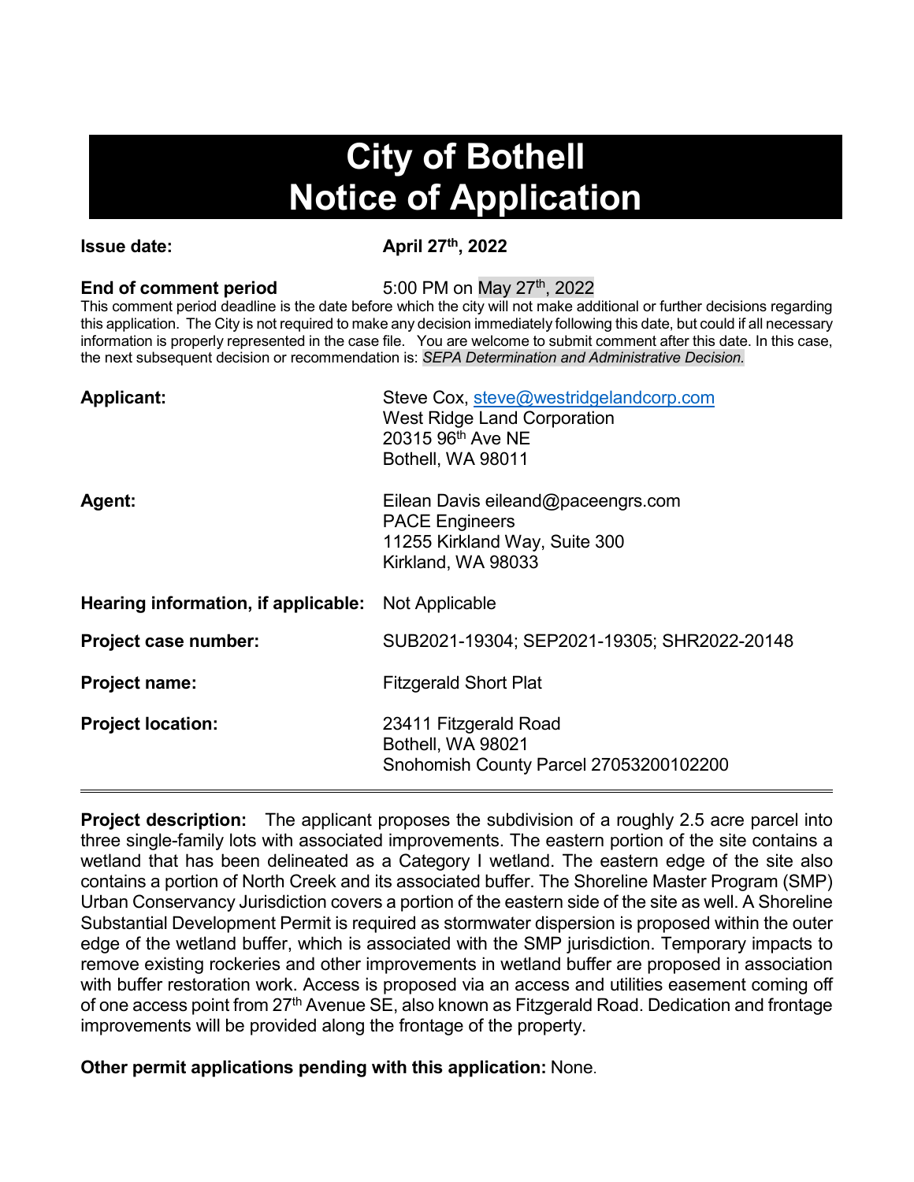# City of Bothell
# Notice of Application

**Issue date:** **April 27th, 2022**

**End of comment period** 5:00 PM on May 27th, 2022

This comment period deadline is the date before which the city will not make additional or further decisions regarding this application. The City is not required to make any decision immediately following this date, but could if all necessary information is properly represented in the case file. You are welcome to submit comment after this date. In this case, the next subsequent decision or recommendation is: *SEPA Determination and Administrative Decision.*

**Applicant:** Steve Cox, steve@westridgelandcorp.com
West Ridge Land Corporation
20315 96th Ave NE
Bothell, WA 98011

**Agent:** Eilean Davis eileand@paceengrs.com
PACE Engineers
11255 Kirkland Way, Suite 300
Kirkland, WA 98033

**Hearing information, if applicable:** Not Applicable

**Project case number:** SUB2021-19304; SEP2021-19305; SHR2022-20148

**Project name:** Fitzgerald Short Plat

**Project location:** 23411 Fitzgerald Road
Bothell, WA 98021
Snohomish County Parcel 27053200102200

---

**Project description:** The applicant proposes the subdivision of a roughly 2.5 acre parcel into three single-family lots with associated improvements. The eastern portion of the site contains a wetland that has been delineated as a Category I wetland. The eastern edge of the site also contains a portion of North Creek and its associated buffer. The Shoreline Master Program (SMP) Urban Conservancy Jurisdiction covers a portion of the eastern side of the site as well. A Shoreline Substantial Development Permit is required as stormwater dispersion is proposed within the outer edge of the wetland buffer, which is associated with the SMP jurisdiction. Temporary impacts to remove existing rockeries and other improvements in wetland buffer are proposed in association with buffer restoration work. Access is proposed via an access and utilities easement coming off of one access point from 27th Avenue SE, also known as Fitzgerald Road. Dedication and frontage improvements will be provided along the frontage of the property.

**Other permit applications pending with this application:** None.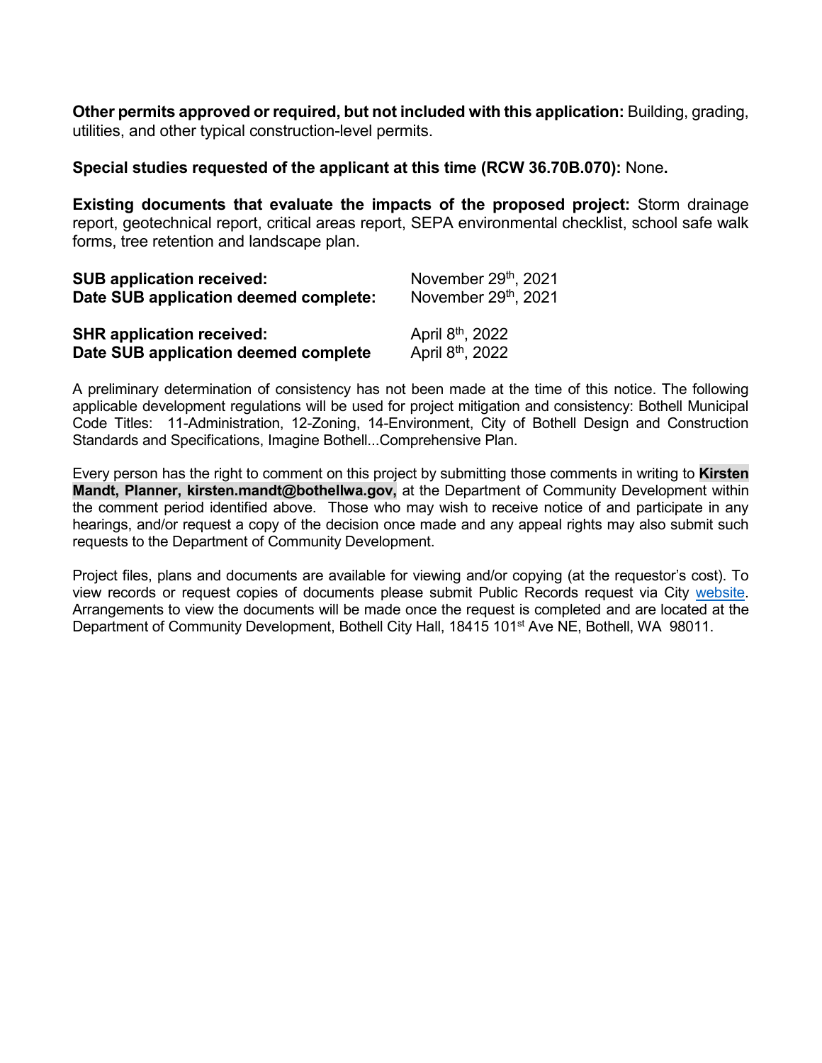**Other permits approved or required, but not included with this application:** Building, grading, utilities, and other typical construction-level permits.

**Special studies requested of the applicant at this time (RCW 36.70B.070):** None**.**

**Existing documents that evaluate the impacts of the proposed project:** Storm drainage report, geotechnical report, critical areas report, SEPA environmental checklist, school safe walk forms, tree retention and landscape plan.

| | |
|---|---|
| **SUB application received:** | November 29th, 2021 |
| **Date SUB application deemed complete:** | November 29th, 2021 |
| **SHR application received:** | April 8th, 2022 |
| **Date SUB application deemed complete** | April 8th, 2022 |

A preliminary determination of consistency has not been made at the time of this notice. The following applicable development regulations will be used for project mitigation and consistency: Bothell Municipal Code Titles: 11-Administration, 12-Zoning, 14-Environment, City of Bothell Design and Construction Standards and Specifications, Imagine Bothell...Comprehensive Plan.

Every person has the right to comment on this project by submitting those comments in writing to **Kirsten Mandt, Planner, kirsten.mandt@bothellwa.gov,** at the Department of Community Development within the comment period identified above. Those who may wish to receive notice of and participate in any hearings, and/or request a copy of the decision once made and any appeal rights may also submit such requests to the Department of Community Development.

Project files, plans and documents are available for viewing and/or copying (at the requestor's cost). To view records or request copies of documents please submit Public Records request via City website. Arrangements to view the documents will be made once the request is completed and are located at the Department of Community Development, Bothell City Hall, 18415 101st Ave NE, Bothell, WA 98011.